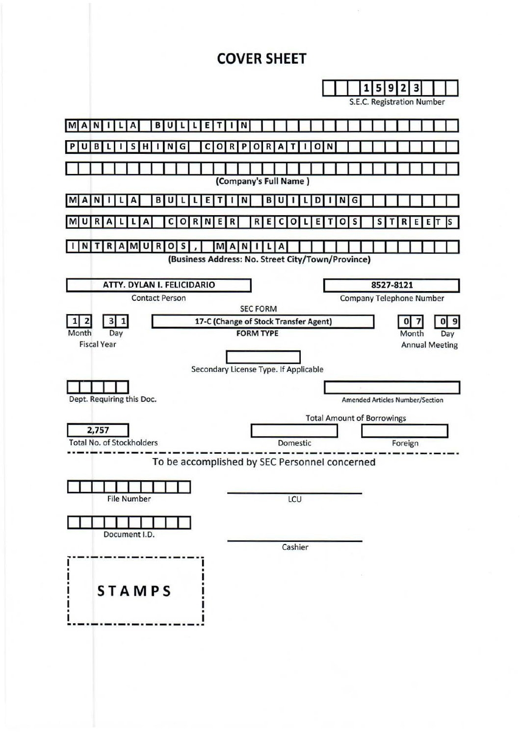# COVER SHEET

**15923**
S.E.C. Registration Number

**MANILA BULLETIN PUBLISHING CORPORATION**

(Company's Full Name)

**MANILA BULLETIN BUILDING MURALLA CORNER RECOLETOS STREETS INTRAMUROS, MANILA**

(Business Address: No. Street City/Town/Province)

| Contact Person | Company Telephone Number |
|---|---|
| ATTY. DYLAN I. FELICIDARIO | 8527-8121 |

| Fiscal Year (Month / Day) | SEC FORM / FORM TYPE | Annual Meeting (Month / Day) |
|---|---|---|
| 12 / 31 | 17-C (Change of Stock Transfer Agent) | 07 / 09 |

Secondary License Type. If Applicable:

Dept. Requiring this Doc.:

Amended Articles Number/Section:

| Total No. of Stockholders | Total Amount of Borrowings – Domestic | Total Amount of Borrowings – Foreign |
|---|---|---|
| 2,757 | | |

To be accomplished by SEC Personnel concerned

File Number: 

LCU: 

Document I.D.: 

Cashier: 

**STAMPS**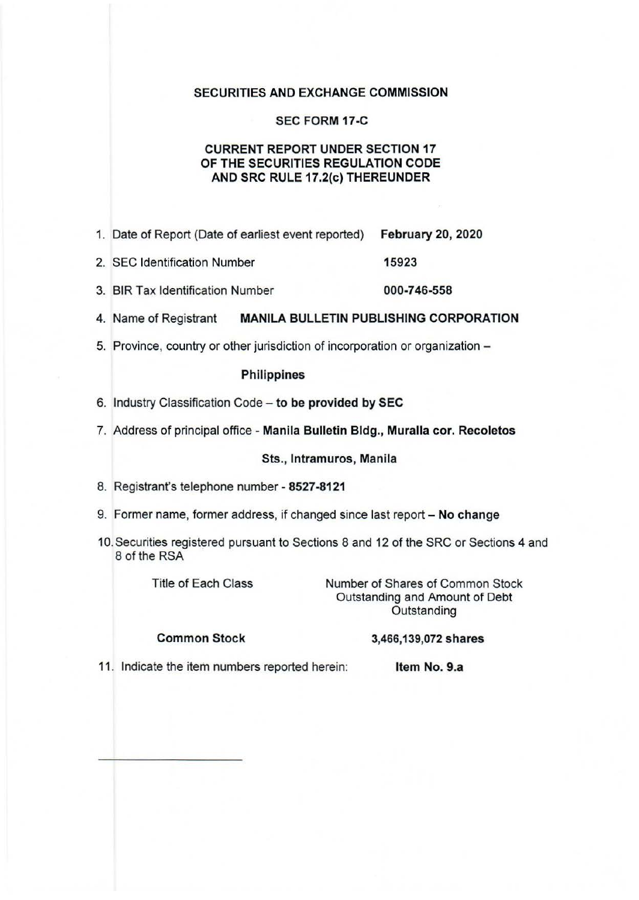**SECURITIES AND EXCHANGE COMMISSION**

**SEC FORM 17-C**

**CURRENT REPORT UNDER SECTION 17 OF THE SECURITIES REGULATION CODE AND SRC RULE 17.2(c) THEREUNDER**

1. Date of Report (Date of earliest event reported) **February 20, 2020**
2. SEC Identification Number **15923**
3. BIR Tax Identification Number **000-746-558**
4. Name of Registrant **MANILA BULLETIN PUBLISHING CORPORATION**
5. Province, country or other jurisdiction of incorporation or organization – **Philippines**
6. Industry Classification Code – **to be provided by SEC**
7. Address of principal office - **Manila Bulletin Bldg., Muralla cor. Recoletos Sts., Intramuros, Manila**
8. Registrant's telephone number - **8527-8121**
9. Former name, former address, if changed since last report – **No change**
10. Securities registered pursuant to Sections 8 and 12 of the SRC or Sections 4 and 8 of the RSA

| Title of Each Class | Number of Shares of Common Stock Outstanding and Amount of Debt Outstanding |
|---|---|
| **Common Stock** | **3,466,139,072 shares** |

11. Indicate the item numbers reported herein: **Item No. 9.a**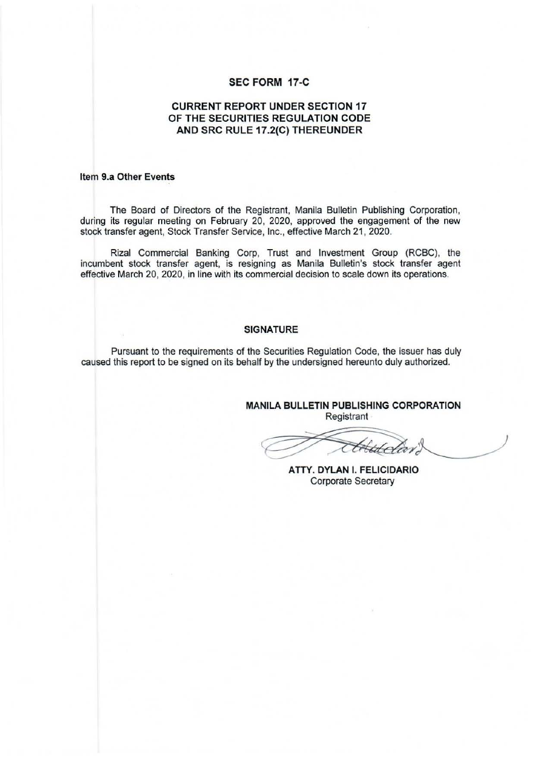# SEC FORM 17-C

## CURRENT REPORT UNDER SECTION 17 OF THE SECURITIES REGULATION CODE AND SRC RULE 17.2(C) THEREUNDER

**Item 9.a Other Events**

The Board of Directors of the Registrant, Manila Bulletin Publishing Corporation, during its regular meeting on February 20, 2020, approved the engagement of the new stock transfer agent, Stock Transfer Service, Inc., effective March 21, 2020.

Rizal Commercial Banking Corp, Trust and Investment Group (RCBC), the incumbent stock transfer agent, is resigning as Manila Bulletin's stock transfer agent effective March 20, 2020, in line with its commercial decision to scale down its operations.

## SIGNATURE

Pursuant to the requirements of the Securities Regulation Code, the issuer has duly caused this report to be signed on its behalf by the undersigned hereunto duly authorized.

**MANILA BULLETIN PUBLISHING CORPORATION**
Registrant

**ATTY. DYLAN I. FELICIDARIO**
Corporate Secretary